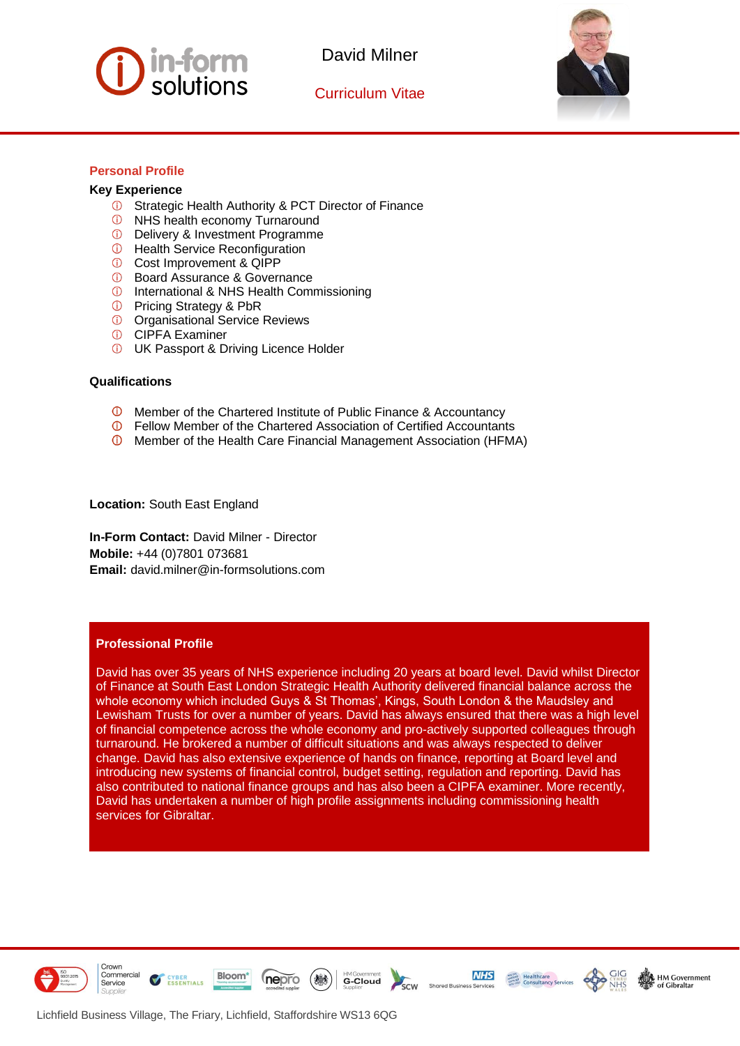# David Milner

## Curriculum Vitae

### Personal Profile

**Key Experience**

- Strategic Health Authority & PCT Director of Finance
- NHS health economy Turnaround
- Delivery & Investment Programme
- Health Service Reconfiguration
- Cost Improvement & QIPP
- Board Assurance & Governance
- International & NHS Health Commissioning
- Pricing Strategy & PbR
- Organisational Service Reviews
- CIPFA Examiner
- UK Passport & Driving Licence Holder

**Qualifications**

- Member of the Chartered Institute of Public Finance & Accountancy
- Fellow Member of the Chartered Association of Certified Accountants
- Member of the Health Care Financial Management Association (HFMA)

**Location:** South East England

**In-Form Contact:** David Milner - Director
**Mobile:** +44 (0)7801 073681
**Email:** david.milner@in-formsolutions.com

### Professional Profile

David has over 35 years of NHS experience including 20 years at board level. David whilst Director of Finance at South East London Strategic Health Authority delivered financial balance across the whole economy which included Guys & St Thomas', Kings, South London & the Maudsley and Lewisham Trusts for over a number of years. David has always ensured that there was a high level of financial competence across the whole economy and pro-actively supported colleagues through turnaround. He brokered a number of difficult situations and was always respected to deliver change. David has also extensive experience of hands on finance, reporting at Board level and introducing new systems of financial control, budget setting, regulation and reporting. David has also contributed to national finance groups and has also been a CIPFA examiner. More recently, David has undertaken a number of high profile assignments including commissioning health services for Gibraltar.

Lichfield Business Village, The Friary, Lichfield, Staffordshire WS13 6QG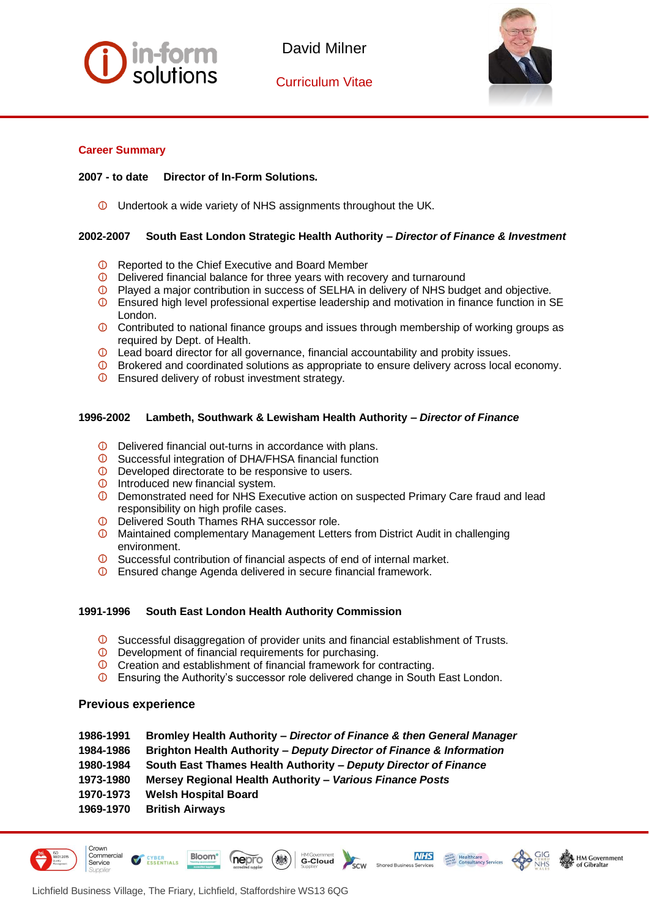David Milner

Curriculum Vitae

## Career Summary

**2007 - to date Director of In-Form Solutions.**

- Undertook a wide variety of NHS assignments throughout the UK.

**2002-2007 South East London Strategic Health Authority – *Director of Finance & Investment***

- Reported to the Chief Executive and Board Member
- Delivered financial balance for three years with recovery and turnaround
- Played a major contribution in success of SELHA in delivery of NHS budget and objective.
- Ensured high level professional expertise leadership and motivation in finance function in SE London.
- Contributed to national finance groups and issues through membership of working groups as required by Dept. of Health.
- Lead board director for all governance, financial accountability and probity issues.
- Brokered and coordinated solutions as appropriate to ensure delivery across local economy.
- Ensured delivery of robust investment strategy.

**1996-2002 Lambeth, Southwark & Lewisham Health Authority – *Director of Finance***

- Delivered financial out-turns in accordance with plans.
- Successful integration of DHA/FHSA financial function
- Developed directorate to be responsive to users.
- Introduced new financial system.
- Demonstrated need for NHS Executive action on suspected Primary Care fraud and lead responsibility on high profile cases.
- Delivered South Thames RHA successor role.
- Maintained complementary Management Letters from District Audit in challenging environment.
- Successful contribution of financial aspects of end of internal market.
- Ensured change Agenda delivered in secure financial framework.

**1991-1996 South East London Health Authority Commission**

- Successful disaggregation of provider units and financial establishment of Trusts.
- Development of financial requirements for purchasing.
- Creation and establishment of financial framework for contracting.
- Ensuring the Authority's successor role delivered change in South East London.

## Previous experience

**1986-1991 Bromley Health Authority – *Director of Finance & then General Manager***
**1984-1986 Brighton Health Authority – *Deputy Director of Finance & Information***
**1980-1984 South East Thames Health Authority – *Deputy Director of Finance***
**1973-1980 Mersey Regional Health Authority – *Various Finance Posts***
**1970-1973 Welsh Hospital Board**
**1969-1970 British Airways**

Lichfield Business Village, The Friary, Lichfield, Staffordshire WS13 6QG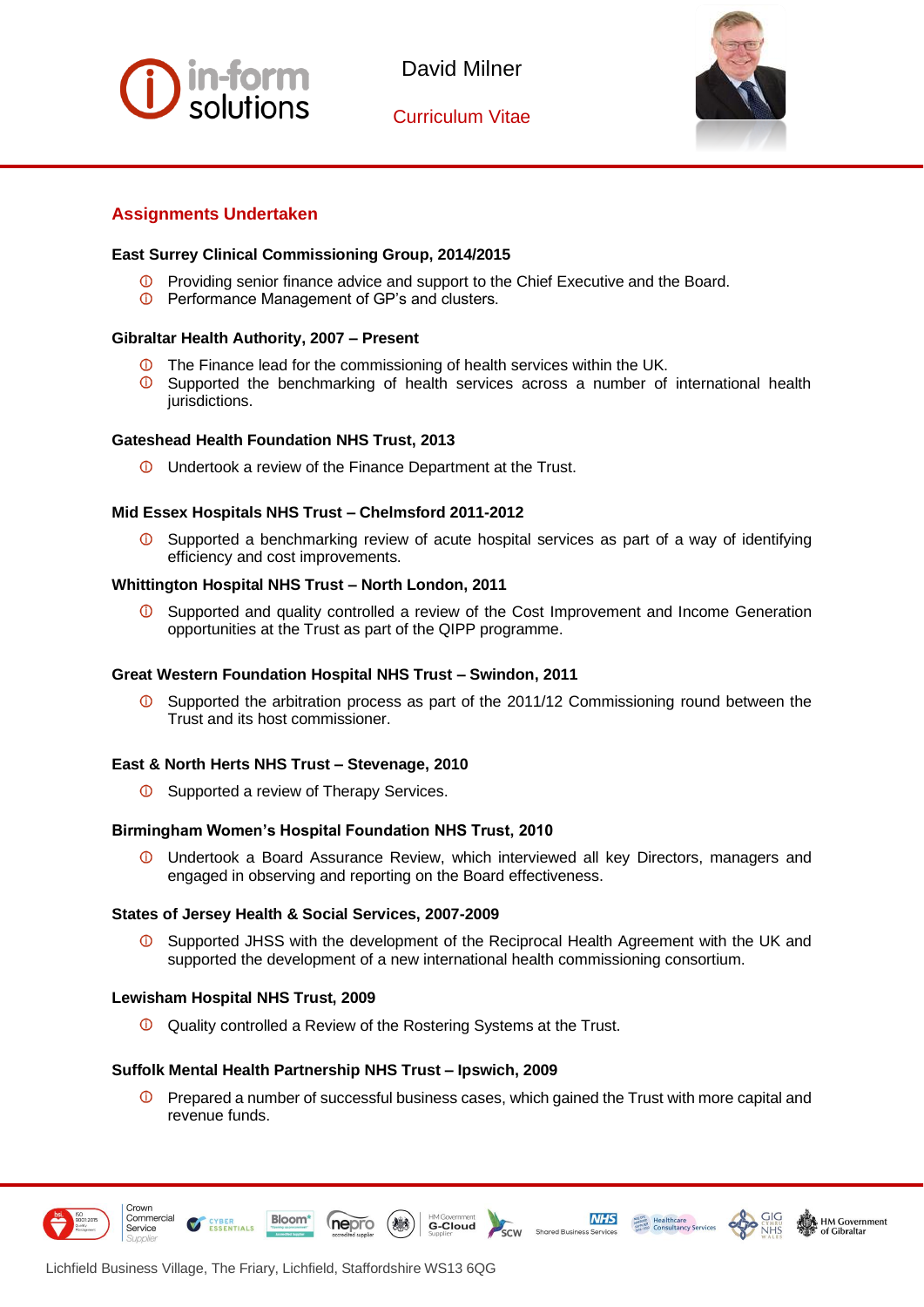## Assignments Undertaken

### East Surrey Clinical Commissioning Group, 2014/2015

- Providing senior finance advice and support to the Chief Executive and the Board.
- Performance Management of GP's and clusters.

### Gibraltar Health Authority, 2007 – Present

- The Finance lead for the commissioning of health services within the UK.
- Supported the benchmarking of health services across a number of international health jurisdictions.

### Gateshead Health Foundation NHS Trust, 2013

- Undertook a review of the Finance Department at the Trust.

### Mid Essex Hospitals NHS Trust – Chelmsford 2011-2012

- Supported a benchmarking review of acute hospital services as part of a way of identifying efficiency and cost improvements.

### Whittington Hospital NHS Trust – North London, 2011

- Supported and quality controlled a review of the Cost Improvement and Income Generation opportunities at the Trust as part of the QIPP programme.

### Great Western Foundation Hospital NHS Trust – Swindon, 2011

- Supported the arbitration process as part of the 2011/12 Commissioning round between the Trust and its host commissioner.

### East & North Herts NHS Trust – Stevenage, 2010

- Supported a review of Therapy Services.

### Birmingham Women's Hospital Foundation NHS Trust, 2010

- Undertook a Board Assurance Review, which interviewed all key Directors, managers and engaged in observing and reporting on the Board effectiveness.

### States of Jersey Health & Social Services, 2007-2009

- Supported JHSS with the development of the Reciprocal Health Agreement with the UK and supported the development of a new international health commissioning consortium.

### Lewisham Hospital NHS Trust, 2009

- Quality controlled a Review of the Rostering Systems at the Trust.

### Suffolk Mental Health Partnership NHS Trust – Ipswich, 2009

- Prepared a number of successful business cases, which gained the Trust with more capital and revenue funds.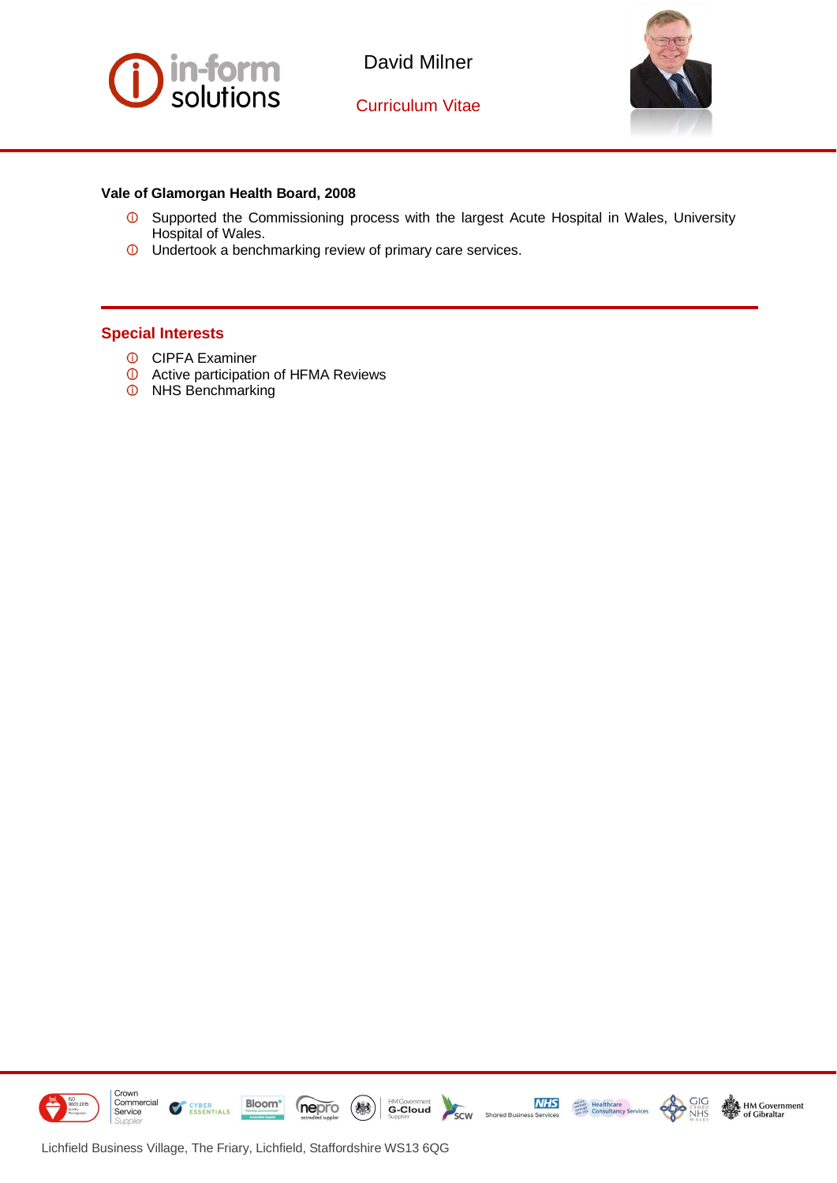**Vale of Glamorgan Health Board, 2008**

- Supported the Commissioning process with the largest Acute Hospital in Wales, University Hospital of Wales.
- Undertook a benchmarking review of primary care services.

## Special Interests

- CIPFA Examiner
- Active participation of HFMA Reviews
- NHS Benchmarking